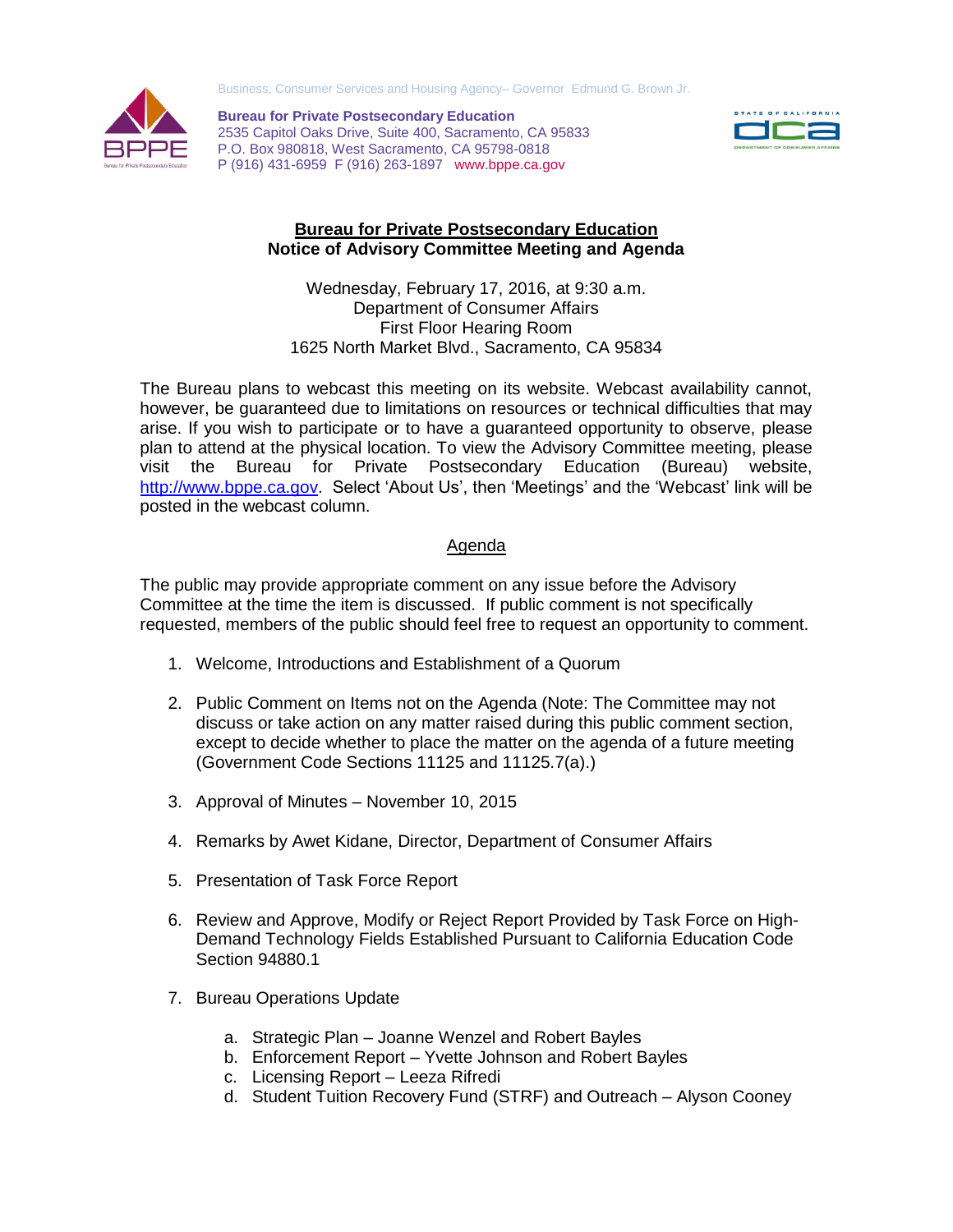Business, Consumer Services and Housing Agency– Governor Edmund G. Brown Jr.

**Bureau for Private Postsecondary Education**
2535 Capitol Oaks Drive, Suite 400, Sacramento, CA 95833
P.O. Box 980818, West Sacramento, CA 95798-0818
P (916) 431-6959 F (916) 263-1897 www.bppe.ca.gov

# Bureau for Private Postsecondary Education
## Notice of Advisory Committee Meeting and Agenda

Wednesday, February 17, 2016, at 9:30 a.m.
Department of Consumer Affairs
First Floor Hearing Room
1625 North Market Blvd., Sacramento, CA 95834

The Bureau plans to webcast this meeting on its website. Webcast availability cannot, however, be guaranteed due to limitations on resources or technical difficulties that may arise. If you wish to participate or to have a guaranteed opportunity to observe, please plan to attend at the physical location. To view the Advisory Committee meeting, please visit the Bureau for Private Postsecondary Education (Bureau) website, http://www.bppe.ca.gov. Select 'About Us', then 'Meetings' and the 'Webcast' link will be posted in the webcast column.

## Agenda

The public may provide appropriate comment on any issue before the Advisory Committee at the time the item is discussed. If public comment is not specifically requested, members of the public should feel free to request an opportunity to comment.

1. Welcome, Introductions and Establishment of a Quorum

2. Public Comment on Items not on the Agenda (Note: The Committee may not discuss or take action on any matter raised during this public comment section, except to decide whether to place the matter on the agenda of a future meeting (Government Code Sections 11125 and 11125.7(a).)

3. Approval of Minutes – November 10, 2015

4. Remarks by Awet Kidane, Director, Department of Consumer Affairs

5. Presentation of Task Force Report

6. Review and Approve, Modify or Reject Report Provided by Task Force on High-Demand Technology Fields Established Pursuant to California Education Code Section 94880.1

7. Bureau Operations Update

   a. Strategic Plan – Joanne Wenzel and Robert Bayles
   b. Enforcement Report – Yvette Johnson and Robert Bayles
   c. Licensing Report – Leeza Rifredi
   d. Student Tuition Recovery Fund (STRF) and Outreach – Alyson Cooney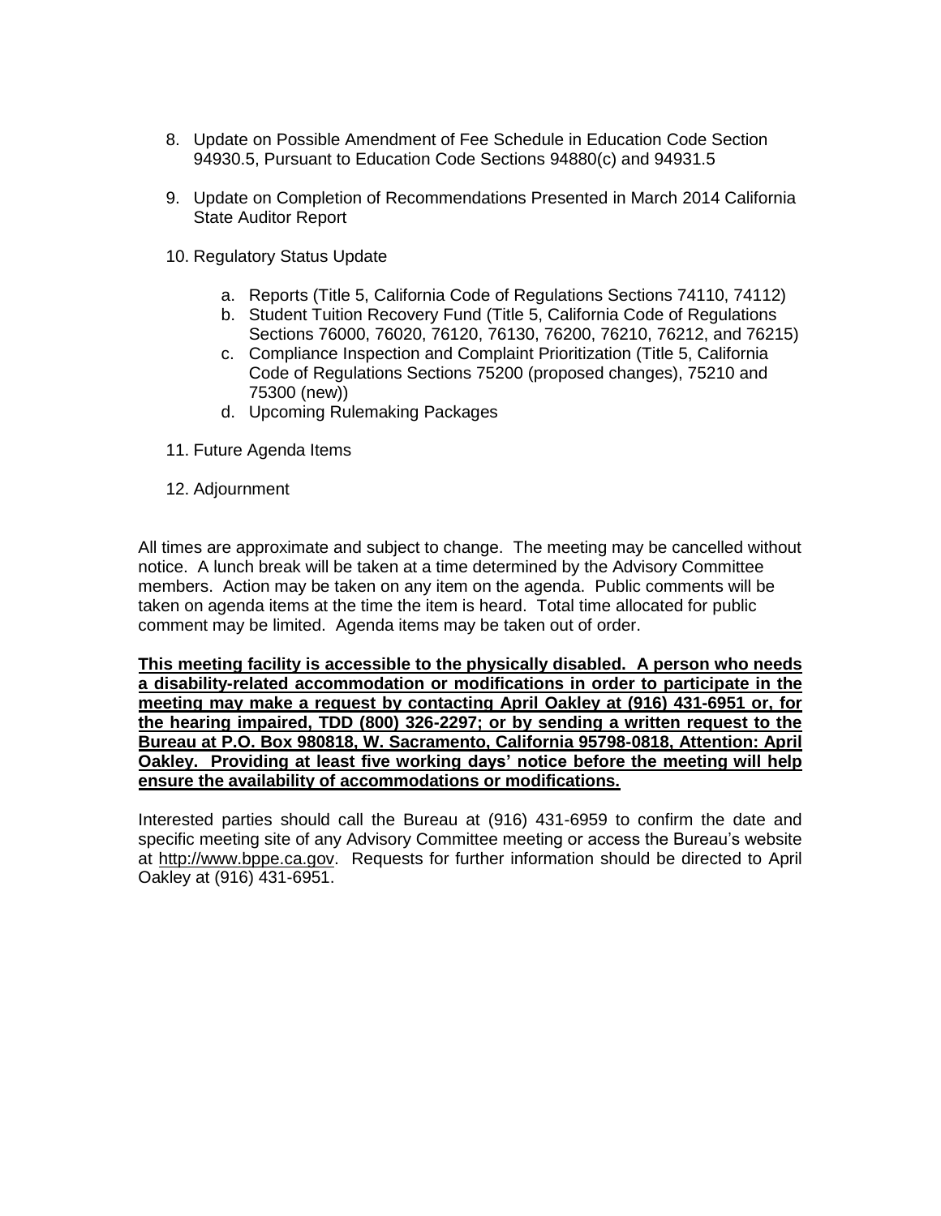8. Update on Possible Amendment of Fee Schedule in Education Code Section 94930.5, Pursuant to Education Code Sections 94880(c) and 94931.5

9. Update on Completion of Recommendations Presented in March 2014 California State Auditor Report

10. Regulatory Status Update

    a. Reports (Title 5, California Code of Regulations Sections 74110, 74112)
    b. Student Tuition Recovery Fund (Title 5, California Code of Regulations Sections 76000, 76020, 76120, 76130, 76200, 76210, 76212, and 76215)
    c. Compliance Inspection and Complaint Prioritization (Title 5, California Code of Regulations Sections 75200 (proposed changes), 75210 and 75300 (new))
    d. Upcoming Rulemaking Packages

11. Future Agenda Items

12. Adjournment

All times are approximate and subject to change. The meeting may be cancelled without notice. A lunch break will be taken at a time determined by the Advisory Committee members. Action may be taken on any item on the agenda. Public comments will be taken on agenda items at the time the item is heard. Total time allocated for public comment may be limited. Agenda items may be taken out of order.

**This meeting facility is accessible to the physically disabled. A person who needs a disability-related accommodation or modifications in order to participate in the meeting may make a request by contacting April Oakley at (916) 431-6951 or, for the hearing impaired, TDD (800) 326-2297; or by sending a written request to the Bureau at P.O. Box 980818, W. Sacramento, California 95798-0818, Attention: April Oakley. Providing at least five working days' notice before the meeting will help ensure the availability of accommodations or modifications.**

Interested parties should call the Bureau at (916) 431-6959 to confirm the date and specific meeting site of any Advisory Committee meeting or access the Bureau's website at http://www.bppe.ca.gov. Requests for further information should be directed to April Oakley at (916) 431-6951.